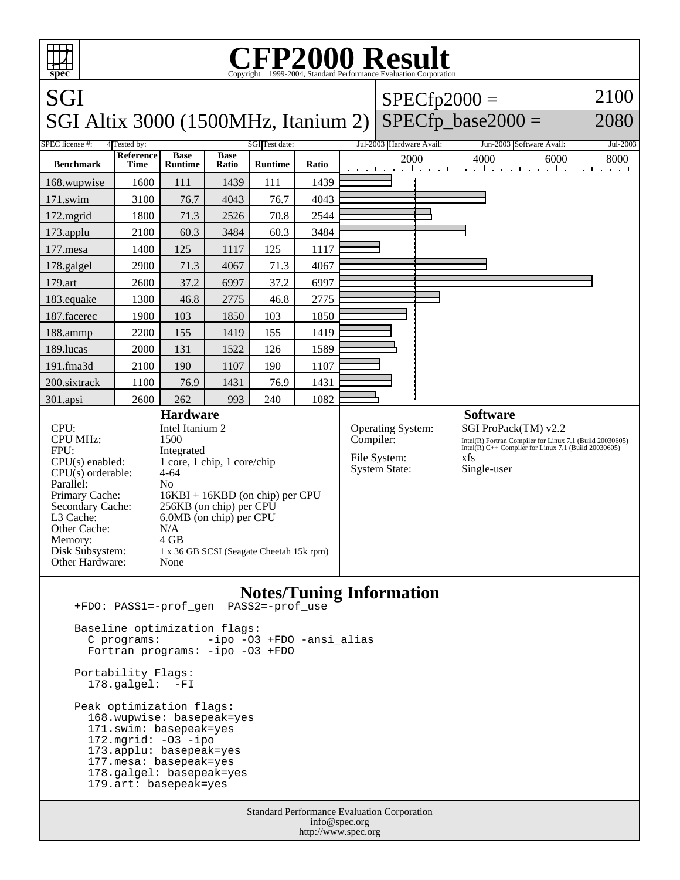# CFP2000 Result

Copyright 1999-2004, Standard Performance Evaluation Corporation

## SGI
## SGI Altix 3000 (1500MHz, Itanium 2)

SPECfp2000 = 2100
SPECfp_base2000 = 2080

| SPEC license #: | 4 | Tested by: | SGI | Test date: | Jul-2003 | Hardware Avail: | Jun-2003 | Software Avail: | Jul-2003 |
|---|---|---|---|---|---|---|---|---|---|

| Benchmark | Reference Time | Base Runtime | Base Ratio | Runtime | Ratio |
|---|---|---|---|---|---|
| 168.wupwise | 1600 | 111 | 1439 | 111 | 1439 |
| 171.swim | 3100 | 76.7 | 4043 | 76.7 | 4043 |
| 172.mgrid | 1800 | 71.3 | 2526 | 70.8 | 2544 |
| 173.applu | 2100 | 60.3 | 3484 | 60.3 | 3484 |
| 177.mesa | 1400 | 125 | 1117 | 125 | 1117 |
| 178.galgel | 2900 | 71.3 | 4067 | 71.3 | 4067 |
| 179.art | 2600 | 37.2 | 6997 | 37.2 | 6997 |
| 183.equake | 1300 | 46.8 | 2775 | 46.8 | 2775 |
| 187.facerec | 1900 | 103 | 1850 | 103 | 1850 |
| 188.ammp | 2200 | 155 | 1419 | 155 | 1419 |
| 189.lucas | 2000 | 131 | 1522 | 126 | 1589 |
| 191.fma3d | 2100 | 190 | 1107 | 190 | 1107 |
| 200.sixtrack | 1100 | 76.9 | 1431 | 76.9 | 1431 |
| 301.apsi | 2600 | 262 | 993 | 240 | 1082 |

### Hardware

| | |
|---|---|
| CPU: | Intel Itanium 2 |
| CPU MHz: | 1500 |
| FPU: | Integrated |
| CPU(s) enabled: | 1 core, 1 chip, 1 core/chip |
| CPU(s) orderable: | 4-64 |
| Parallel: | No |
| Primary Cache: | 16KBI + 16KBD (on chip) per CPU |
| Secondary Cache: | 256KB (on chip) per CPU |
| L3 Cache: | 6.0MB (on chip) per CPU |
| Other Cache: | N/A |
| Memory: | 4 GB |
| Disk Subsystem: | 1 x 36 GB SCSI (Seagate Cheetah 15k rpm) |
| Other Hardware: | None |

### Software

| | |
|---|---|
| Operating System: | SGI ProPack(TM) v2.2 |
| Compiler: | Intel(R) Fortran Compiler for Linux 7.1 (Build 20030605) Intel(R) C++ Compiler for Linux 7.1 (Build 20030605) |
| File System: | xfs |
| System State: | Single-user |

### Notes/Tuning Information

```
+FDO: PASS1=-prof_gen  PASS2=-prof_use

Baseline optimization flags:
  C programs:       -ipo -O3 +FDO -ansi_alias
  Fortran programs: -ipo -O3 +FDO

Portability Flags:
  178.galgel:  -FI

Peak optimization flags:
  168.wupwise: basepeak=yes
  171.swim: basepeak=yes
  172.mgrid: -O3 -ipo
  173.applu: basepeak=yes
  177.mesa: basepeak=yes
  178.galgel: basepeak=yes
  179.art: basepeak=yes
```

Standard Performance Evaluation Corporation
info@spec.org
http://www.spec.org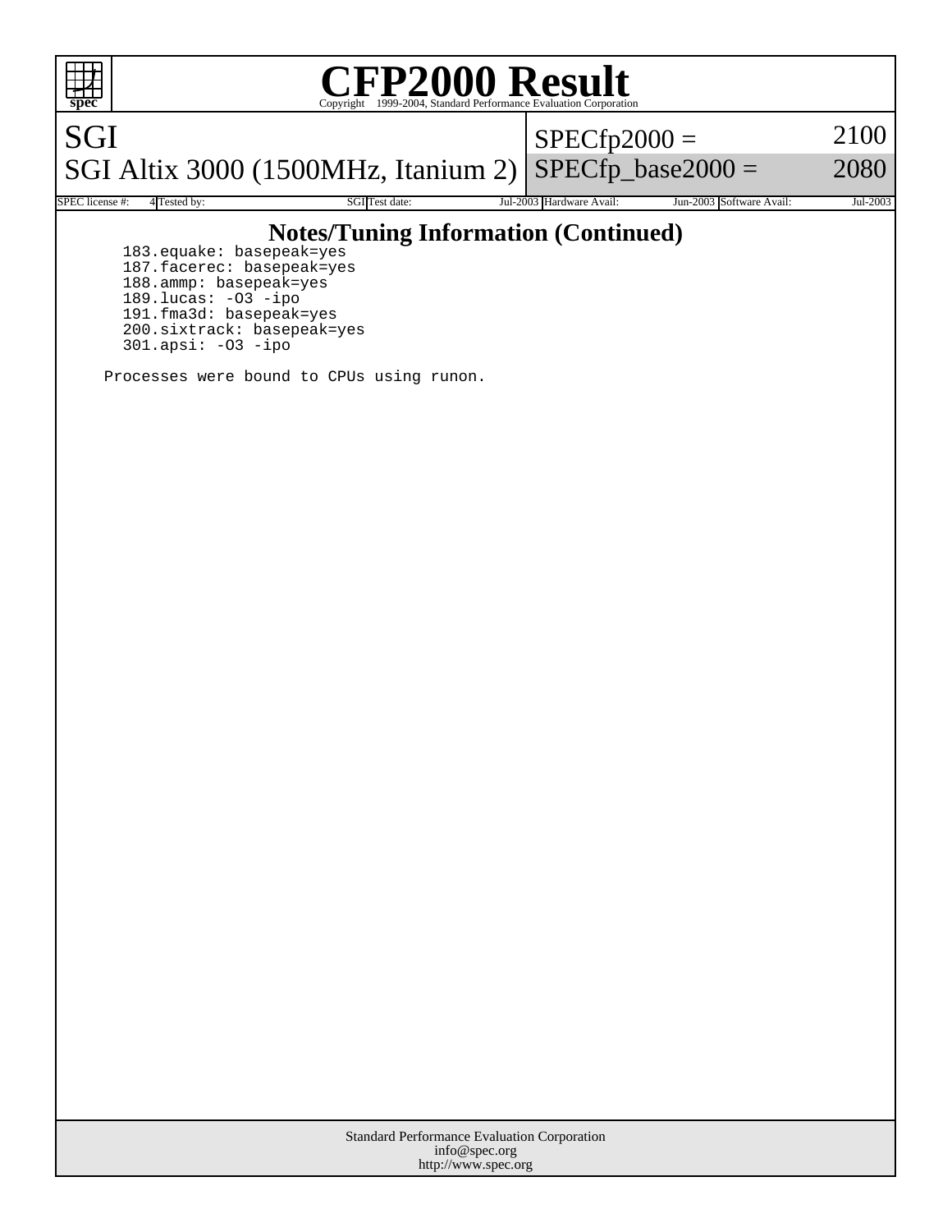# CFP2000 Result

Copyright 1999-2004, Standard Performance Evaluation Corporation

SGI
SGI Altix 3000 (1500MHz, Itanium 2)

SPECfp2000 = 2100
SPECfp_base2000 = 2080

| SPEC license #: | 4 | Tested by: | SGI | Test date: | Jul-2003 | Hardware Avail: | Jun-2003 | Software Avail: | Jul-2003 |
|---|---|---|---|---|---|---|---|---|---|

## Notes/Tuning Information (Continued)

```
   183.equake: basepeak=yes
   187.facerec: basepeak=yes
   188.ammp: basepeak=yes
   189.lucas: -O3 -ipo
   191.fma3d: basepeak=yes
   200.sixtrack: basepeak=yes
   301.apsi: -O3 -ipo

Processes were bound to CPUs using runon.
```

Standard Performance Evaluation Corporation
info@spec.org
http://www.spec.org